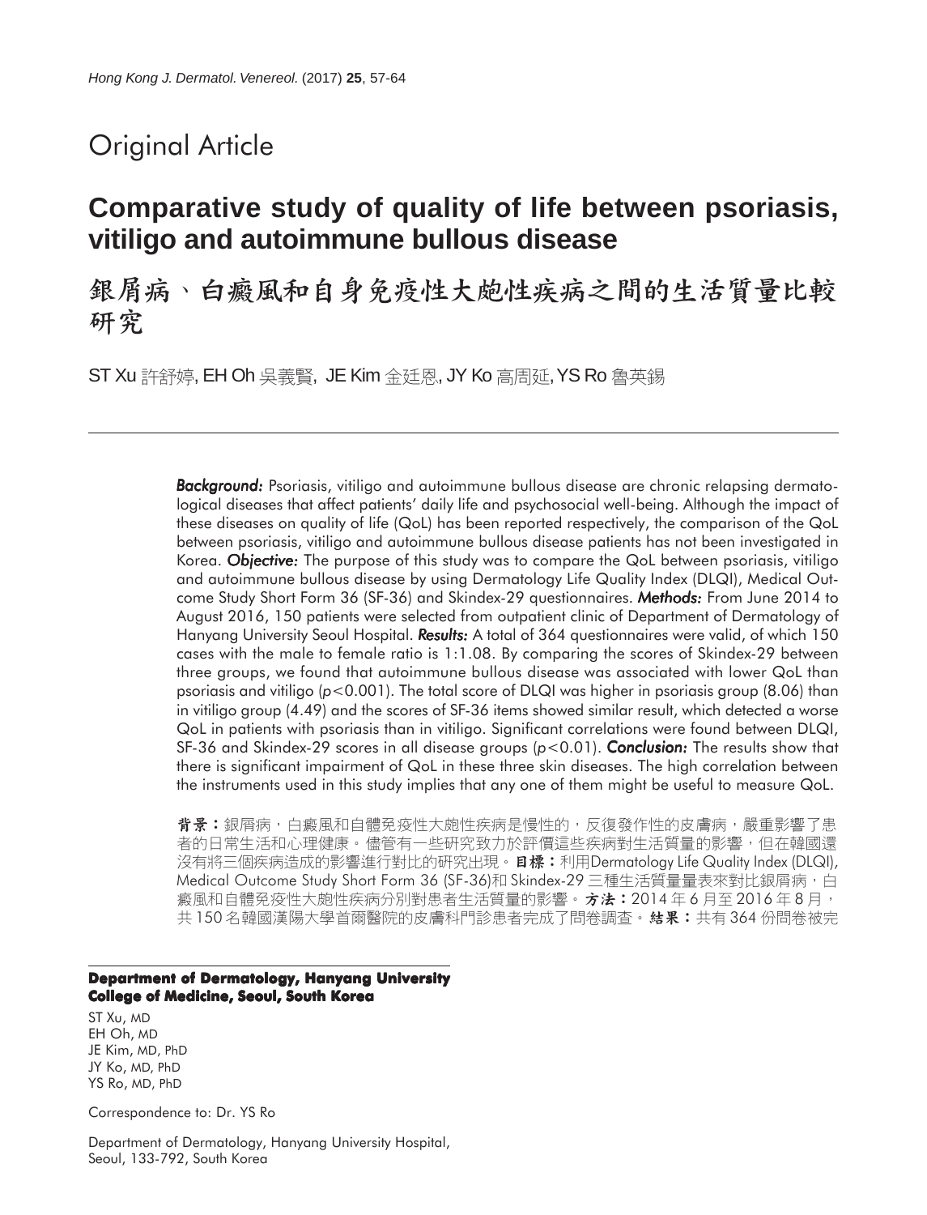Original Article

# Comparative study of quality of life between psoriasis, vitiligo and autoimmune bullous disease

# 銀屑病、白癜風和自身免疫性大皰性疾病之間的生活質量比較研究

ST Xu 許舒婷, EH Oh 吳義賢, JE Kim 金廷恩, JY Ko 高周延, YS Ro 魯英錫

---

***Background:*** Psoriasis, vitiligo and autoimmune bullous disease are chronic relapsing dermatological diseases that affect patients' daily life and psychosocial well-being. Although the impact of these diseases on quality of life (QoL) has been reported respectively, the comparison of the QoL between psoriasis, vitiligo and autoimmune bullous disease patients has not been investigated in Korea. ***Objective:*** The purpose of this study was to compare the QoL between psoriasis, vitiligo and autoimmune bullous disease by using Dermatology Life Quality Index (DLQI), Medical Outcome Study Short Form 36 (SF-36) and Skindex-29 questionnaires. ***Methods:*** From June 2014 to August 2016, 150 patients were selected from outpatient clinic of Department of Dermatology of Hanyang University Seoul Hospital. ***Results:*** A total of 364 questionnaires were valid, of which 150 cases with the male to female ratio is 1:1.08. By comparing the scores of Skindex-29 between three groups, we found that autoimmune bullous disease was associated with lower QoL than psoriasis and vitiligo ($p<0.001$). The total score of DLQI was higher in psoriasis group (8.06) than in vitiligo group (4.49) and the scores of SF-36 items showed similar result, which detected a worse QoL in patients with psoriasis than in vitiligo. Significant correlations were found between DLQI, SF-36 and Skindex-29 scores in all disease groups ($p<0.01$). ***Conclusion:*** The results show that there is significant impairment of QoL in these three skin diseases. The high correlation between the instruments used in this study implies that any one of them might be useful to measure QoL.

**背景：**銀屑病，白癜風和自體免疫性大皰性疾病是慢性的，反復發作性的皮膚病，嚴重影響了患者的日常生活和心理健康。儘管有一些研究致力於評價這些疾病對生活質量的影響，但在韓國還沒有將三個疾病造成的影響進行對比的研究出現。**目標：**利用Dermatology Life Quality Index (DLQI), Medical Outcome Study Short Form 36 (SF-36)和Skindex-29三種生活質量量表來對比銀屑病，白癜風和自體免疫性大皰性疾病分別對患者生活質量的影響。**方法：**2014年6月至2016年8月，共150名韓國漢陽大學首爾醫院的皮膚科門診患者完成了問卷調查。**結果：**共有364份問卷被完

---

**Department of Dermatology, Hanyang University College of Medicine, Seoul, South Korea**

ST Xu, MD
EH Oh, MD
JE Kim, MD, PhD
JY Ko, MD, PhD
YS Ro, MD, PhD

Correspondence to: Dr. YS Ro

Department of Dermatology, Hanyang University Hospital, Seoul, 133-792, South Korea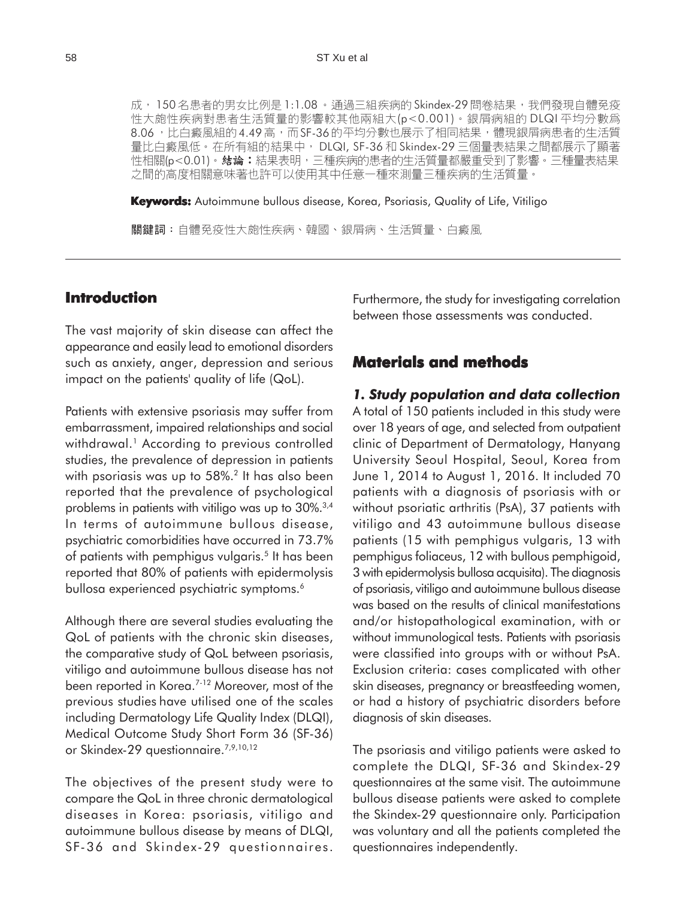成，150名患者的男女比例是1:1.08。通過三組疾病的Skindex-29問卷結果，我們發現自體免疫性大皰性疾病對患者生活質量的影響較其他兩組大(p<0.001)。銀屑病組的DLQI平均分數爲8.06，比白癜風組的4.49高，而SF-36的平均分數也展示了相同結果，體現銀屑病患者的生活質量比白癜風低。在所有組的結果中，DLQI, SF-36和Skindex-29三個量表結果之間都展示了顯著性相關(p<0.01)。**結論：**結果表明，三種疾病的患者的生活質量都嚴重受到了影響。三種量表結果之間的高度相關意味著也許可以使用其中任意一種來測量三種疾病的生活質量。

**Keywords:** Autoimmune bullous disease, Korea, Psoriasis, Quality of Life, Vitiligo

**關鍵詞：**自體免疫性大皰性疾病、韓國、銀屑病、生活質量、白癜風

## Introduction

The vast majority of skin disease can affect the appearance and easily lead to emotional disorders such as anxiety, anger, depression and serious impact on the patients' quality of life (QoL).

Patients with extensive psoriasis may suffer from embarrassment, impaired relationships and social withdrawal.[1] According to previous controlled studies, the prevalence of depression in patients with psoriasis was up to 58%.[2] It has also been reported that the prevalence of psychological problems in patients with vitiligo was up to 30%.[3,4] In terms of autoimmune bullous disease, psychiatric comorbidities have occurred in 73.7% of patients with pemphigus vulgaris.[5] It has been reported that 80% of patients with epidermolysis bullosa experienced psychiatric symptoms.[6]

Although there are several studies evaluating the QoL of patients with the chronic skin diseases, the comparative study of QoL between psoriasis, vitiligo and autoimmune bullous disease has not been reported in Korea.[7-12] Moreover, most of the previous studies have utilised one of the scales including Dermatology Life Quality Index (DLQI), Medical Outcome Study Short Form 36 (SF-36) or Skindex-29 questionnaire.[7,9,10,12]

The objectives of the present study were to compare the QoL in three chronic dermatological diseases in Korea: psoriasis, vitiligo and autoimmune bullous disease by means of DLQI, SF-36 and Skindex-29 questionnaires. Furthermore, the study for investigating correlation between those assessments was conducted.

## Materials and methods

### *1. Study population and data collection*

A total of 150 patients included in this study were over 18 years of age, and selected from outpatient clinic of Department of Dermatology, Hanyang University Seoul Hospital, Seoul, Korea from June 1, 2014 to August 1, 2016. It included 70 patients with a diagnosis of psoriasis with or without psoriatic arthritis (PsA), 37 patients with vitiligo and 43 autoimmune bullous disease patients (15 with pemphigus vulgaris, 13 with pemphigus foliaceus, 12 with bullous pemphigoid, 3 with epidermolysis bullosa acquisita). The diagnosis of psoriasis, vitiligo and autoimmune bullous disease was based on the results of clinical manifestations and/or histopathological examination, with or without immunological tests. Patients with psoriasis were classified into groups with or without PsA. Exclusion criteria: cases complicated with other skin diseases, pregnancy or breastfeeding women, or had a history of psychiatric disorders before diagnosis of skin diseases.

The psoriasis and vitiligo patients were asked to complete the DLQI, SF-36 and Skindex-29 questionnaires at the same visit. The autoimmune bullous disease patients were asked to complete the Skindex-29 questionnaire only. Participation was voluntary and all the patients completed the questionnaires independently.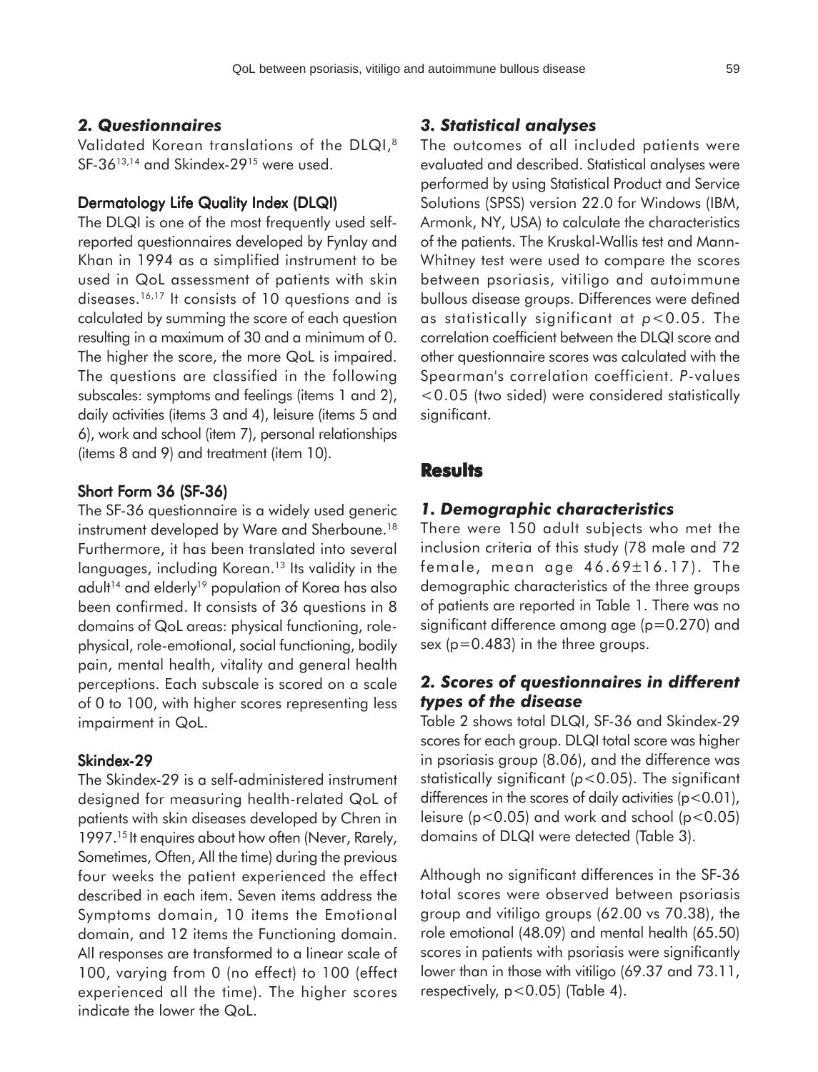### 2. Questionnaires

Validated Korean translations of the DLQI,[8] SF-36[13,14] and Skindex-29[15] were used.

#### Dermatology Life Quality Index (DLQI)

The DLQI is one of the most frequently used self-reported questionnaires developed by Fynlay and Khan in 1994 as a simplified instrument to be used in QoL assessment of patients with skin diseases.[16,17] It consists of 10 questions and is calculated by summing the score of each question resulting in a maximum of 30 and a minimum of 0. The higher the score, the more QoL is impaired. The questions are classified in the following subscales: symptoms and feelings (items 1 and 2), daily activities (items 3 and 4), leisure (items 5 and 6), work and school (item 7), personal relationships (items 8 and 9) and treatment (item 10).

#### Short Form 36 (SF-36)

The SF-36 questionnaire is a widely used generic instrument developed by Ware and Sherboune.[18] Furthermore, it has been translated into several languages, including Korean.[13] Its validity in the adult[14] and elderly[19] population of Korea has also been confirmed. It consists of 36 questions in 8 domains of QoL areas: physical functioning, role-physical, role-emotional, social functioning, bodily pain, mental health, vitality and general health perceptions. Each subscale is scored on a scale of 0 to 100, with higher scores representing less impairment in QoL.

#### Skindex-29

The Skindex-29 is a self-administered instrument designed for measuring health-related QoL of patients with skin diseases developed by Chren in 1997.[15] It enquires about how often (Never, Rarely, Sometimes, Often, All the time) during the previous four weeks the patient experienced the effect described in each item. Seven items address the Symptoms domain, 10 items the Emotional domain, and 12 items the Functioning domain. All responses are transformed to a linear scale of 100, varying from 0 (no effect) to 100 (effect experienced all the time). The higher scores indicate the lower the QoL.

### 3. Statistical analyses

The outcomes of all included patients were evaluated and described. Statistical analyses were performed by using Statistical Product and Service Solutions (SPSS) version 22.0 for Windows (IBM, Armonk, NY, USA) to calculate the characteristics of the patients. The Kruskal-Wallis test and Mann-Whitney test were used to compare the scores between psoriasis, vitiligo and autoimmune bullous disease groups. Differences were defined as statistically significant at $p<0.05$. The correlation coefficient between the DLQI score and other questionnaire scores was calculated with the Spearman's correlation coefficient. *P*-values $<0.05$ (two sided) were considered statistically significant.

## Results

### 1. Demographic characteristics

There were 150 adult subjects who met the inclusion criteria of this study (78 male and 72 female, mean age $46.69 \pm 16.17$). The demographic characteristics of the three groups of patients are reported in Table 1. There was no significant difference among age ($p=0.270$) and sex ($p=0.483$) in the three groups.

### 2. Scores of questionnaires in different types of the disease

Table 2 shows total DLQI, SF-36 and Skindex-29 scores for each group. DLQI total score was higher in psoriasis group (8.06), and the difference was statistically significant ($p<0.05$). The significant differences in the scores of daily activities ($p<0.01$), leisure ($p<0.05$) and work and school ($p<0.05$) domains of DLQI were detected (Table 3).

Although no significant differences in the SF-36 total scores were observed between psoriasis group and vitiligo groups (62.00 vs 70.38), the role emotional (48.09) and mental health (65.50) scores in patients with psoriasis were significantly lower than in those with vitiligo (69.37 and 73.11, respectively, $p<0.05$) (Table 4).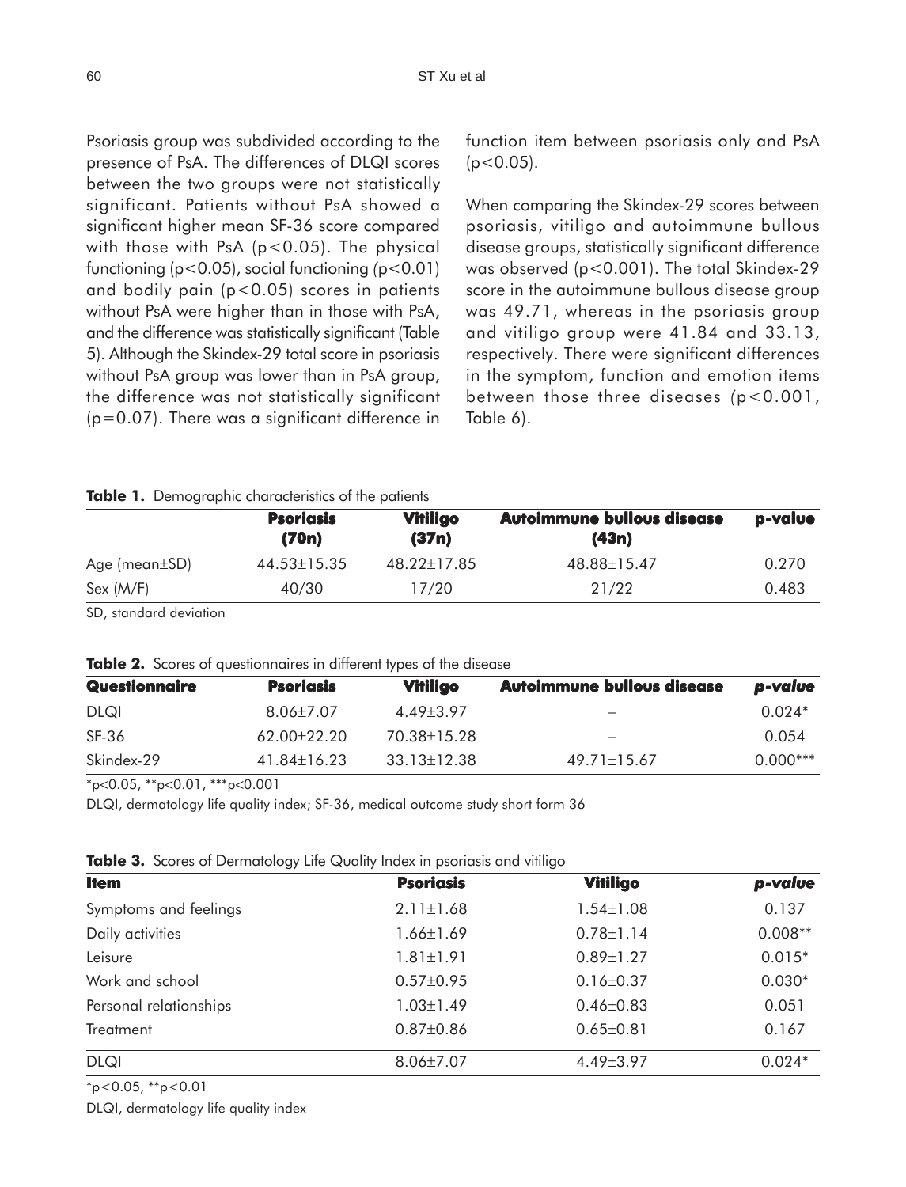Psoriasis group was subdivided according to the presence of PsA. The differences of DLQI scores between the two groups were not statistically significant. Patients without PsA showed a significant higher mean SF-36 score compared with those with PsA ($p<0.05$). The physical functioning ($p<0.05$), social functioning ($p<0.01$) and bodily pain ($p<0.05$) scores in patients without PsA were higher than in those with PsA, and the difference was statistically significant (Table 5). Although the Skindex-29 total score in psoriasis without PsA group was lower than in PsA group, the difference was not statistically significant ($p=0.07$). There was a significant difference in function item between psoriasis only and PsA ($p<0.05$).

When comparing the Skindex-29 scores between psoriasis, vitiligo and autoimmune bullous disease groups, statistically significant difference was observed ($p<0.001$). The total Skindex-29 score in the autoimmune bullous disease group was 49.71, whereas in the psoriasis group and vitiligo group were 41.84 and 33.13, respectively. There were significant differences in the symptom, function and emotion items between those three diseases ($p<0.001$, Table 6).

**Table 1.** Demographic characteristics of the patients

| | Psoriasis (70n) | Vitiligo (37n) | Autoimmune bullous disease (43n) | p-value |
|---|---|---|---|---|
| Age (mean±SD) | 44.53±15.35 | 48.22±17.85 | 48.88±15.47 | 0.270 |
| Sex (M/F) | 40/30 | 17/20 | 21/22 | 0.483 |

SD, standard deviation

**Table 2.** Scores of questionnaires in different types of the disease

| Questionnaire | Psoriasis | Vitiligo | Autoimmune bullous disease | *p-value* |
|---|---|---|---|---|
| DLQI | 8.06±7.07 | 4.49±3.97 | – | 0.024* |
| SF-36 | 62.00±22.20 | 70.38±15.28 | – | 0.054 |
| Skindex-29 | 41.84±16.23 | 33.13±12.38 | 49.71±15.67 | 0.000*** |

*p<0.05, **p<0.01, ***p<0.001

DLQI, dermatology life quality index; SF-36, medical outcome study short form 36

**Table 3.** Scores of Dermatology Life Quality Index in psoriasis and vitiligo

| Item | Psoriasis | Vitiligo | *p-value* |
|---|---|---|---|
| Symptoms and feelings | 2.11±1.68 | 1.54±1.08 | 0.137 |
| Daily activities | 1.66±1.69 | 0.78±1.14 | 0.008** |
| Leisure | 1.81±1.91 | 0.89±1.27 | 0.015* |
| Work and school | 0.57±0.95 | 0.16±0.37 | 0.030* |
| Personal relationships | 1.03±1.49 | 0.46±0.83 | 0.051 |
| Treatment | 0.87±0.86 | 0.65±0.81 | 0.167 |
| DLQI | 8.06±7.07 | 4.49±3.97 | 0.024* |

*p<0.05, **p<0.01

DLQI, dermatology life quality index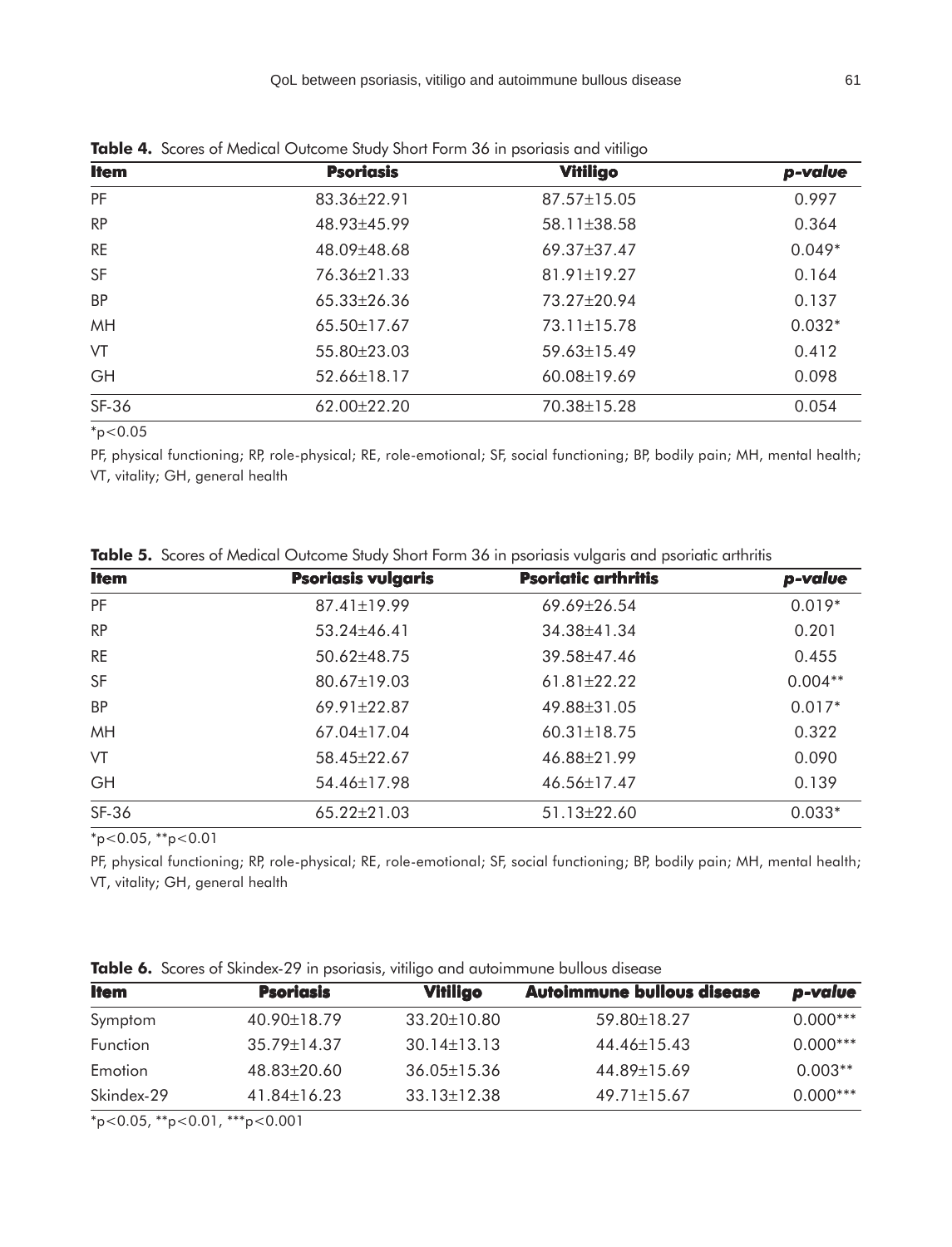**Table 4.** Scores of Medical Outcome Study Short Form 36 in psoriasis and vitiligo

| Item | Psoriasis | Vitiligo | *p-value* |
|---|---|---|---|
| PF | 83.36±22.91 | 87.57±15.05 | 0.997 |
| RP | 48.93±45.99 | 58.11±38.58 | 0.364 |
| RE | 48.09±48.68 | 69.37±37.47 | 0.049* |
| SF | 76.36±21.33 | 81.91±19.27 | 0.164 |
| BP | 65.33±26.36 | 73.27±20.94 | 0.137 |
| MH | 65.50±17.67 | 73.11±15.78 | 0.032* |
| VT | 55.80±23.03 | 59.63±15.49 | 0.412 |
| GH | 52.66±18.17 | 60.08±19.69 | 0.098 |
| SF-36 | 62.00±22.20 | 70.38±15.28 | 0.054 |

*p<0.05

PF, physical functioning; RP, role-physical; RE, role-emotional; SF, social functioning; BP, bodily pain; MH, mental health; VT, vitality; GH, general health

**Table 5.** Scores of Medical Outcome Study Short Form 36 in psoriasis vulgaris and psoriatic arthritis

| Item | Psoriasis vulgaris | Psoriatic arthritis | *p-value* |
|---|---|---|---|
| PF | 87.41±19.99 | 69.69±26.54 | 0.019* |
| RP | 53.24±46.41 | 34.38±41.34 | 0.201 |
| RE | 50.62±48.75 | 39.58±47.46 | 0.455 |
| SF | 80.67±19.03 | 61.81±22.22 | 0.004** |
| BP | 69.91±22.87 | 49.88±31.05 | 0.017* |
| MH | 67.04±17.04 | 60.31±18.75 | 0.322 |
| VT | 58.45±22.67 | 46.88±21.99 | 0.090 |
| GH | 54.46±17.98 | 46.56±17.47 | 0.139 |
| SF-36 | 65.22±21.03 | 51.13±22.60 | 0.033* |

*p<0.05, **p<0.01

PF, physical functioning; RP, role-physical; RE, role-emotional; SF, social functioning; BP, bodily pain; MH, mental health; VT, vitality; GH, general health

**Table 6.** Scores of Skindex-29 in psoriasis, vitiligo and autoimmune bullous disease

| Item | Psoriasis | Vitiligo | Autoimmune bullous disease | *p-value* |
|---|---|---|---|---|
| Symptom | 40.90±18.79 | 33.20±10.80 | 59.80±18.27 | 0.000*** |
| Function | 35.79±14.37 | 30.14±13.13 | 44.46±15.43 | 0.000*** |
| Emotion | 48.83±20.60 | 36.05±15.36 | 44.89±15.69 | 0.003** |
| Skindex-29 | 41.84±16.23 | 33.13±12.38 | 49.71±15.67 | 0.000*** |

*p<0.05, **p<0.01, ***p<0.001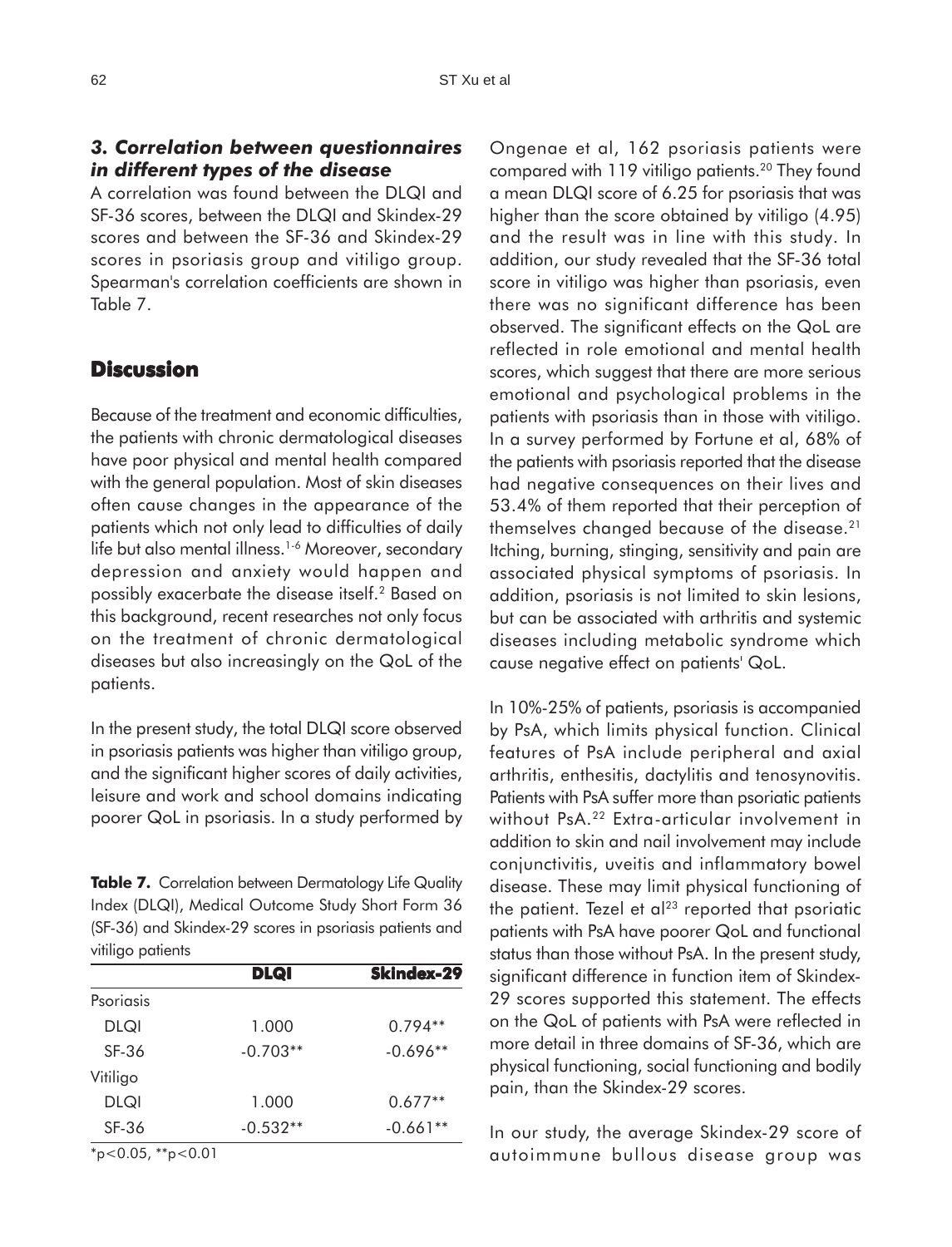### *3. Correlation between questionnaires in different types of the disease*

A correlation was found between the DLQI and SF-36 scores, between the DLQI and Skindex-29 scores and between the SF-36 and Skindex-29 scores in psoriasis group and vitiligo group. Spearman's correlation coefficients are shown in Table 7.

**Table 7.** Correlation between Dermatology Life Quality Index (DLQI), Medical Outcome Study Short Form 36 (SF-36) and Skindex-29 scores in psoriasis patients and vitiligo patients

| | DLQI | Skindex-29 |
|---|---|---|
| Psoriasis | | |
| DLQI | 1.000 | 0.794** |
| SF-36 | -0.703** | -0.696** |
| Vitiligo | | |
| DLQI | 1.000 | 0.677** |
| SF-36 | -0.532** | -0.661** |

*$p<0.05$, **$p<0.01$

## Discussion

Because of the treatment and economic difficulties, the patients with chronic dermatological diseases have poor physical and mental health compared with the general population. Most of skin diseases often cause changes in the appearance of the patients which not only lead to difficulties of daily life but also mental illness.[1-6] Moreover, secondary depression and anxiety would happen and possibly exacerbate the disease itself.[2] Based on this background, recent researches not only focus on the treatment of chronic dermatological diseases but also increasingly on the QoL of the patients.

In the present study, the total DLQI score observed in psoriasis patients was higher than vitiligo group, and the significant higher scores of daily activities, leisure and work and school domains indicating poorer QoL in psoriasis. In a study performed by Ongenae et al, 162 psoriasis patients were compared with 119 vitiligo patients.[20] They found a mean DLQI score of 6.25 for psoriasis that was higher than the score obtained by vitiligo (4.95) and the result was in line with this study. In addition, our study revealed that the SF-36 total score in vitiligo was higher than psoriasis, even there was no significant difference has been observed. The significant effects on the QoL are reflected in role emotional and mental health scores, which suggest that there are more serious emotional and psychological problems in the patients with psoriasis than in those with vitiligo. In a survey performed by Fortune et al, 68% of the patients with psoriasis reported that the disease had negative consequences on their lives and 53.4% of them reported that their perception of themselves changed because of the disease.[21] Itching, burning, stinging, sensitivity and pain are associated physical symptoms of psoriasis. In addition, psoriasis is not limited to skin lesions, but can be associated with arthritis and systemic diseases including metabolic syndrome which cause negative effect on patients' QoL.

In 10%-25% of patients, psoriasis is accompanied by PsA, which limits physical function. Clinical features of PsA include peripheral and axial arthritis, enthesitis, dactylitis and tenosynovitis. Patients with PsA suffer more than psoriatic patients without PsA.[22] Extra-articular involvement in addition to skin and nail involvement may include conjunctivitis, uveitis and inflammatory bowel disease. These may limit physical functioning of the patient. Tezel et al[23] reported that psoriatic patients with PsA have poorer QoL and functional status than those without PsA. In the present study, significant difference in function item of Skindex-29 scores supported this statement. The effects on the QoL of patients with PsA were reflected in more detail in three domains of SF-36, which are physical functioning, social functioning and bodily pain, than the Skindex-29 scores.

In our study, the average Skindex-29 score of autoimmune bullous disease group was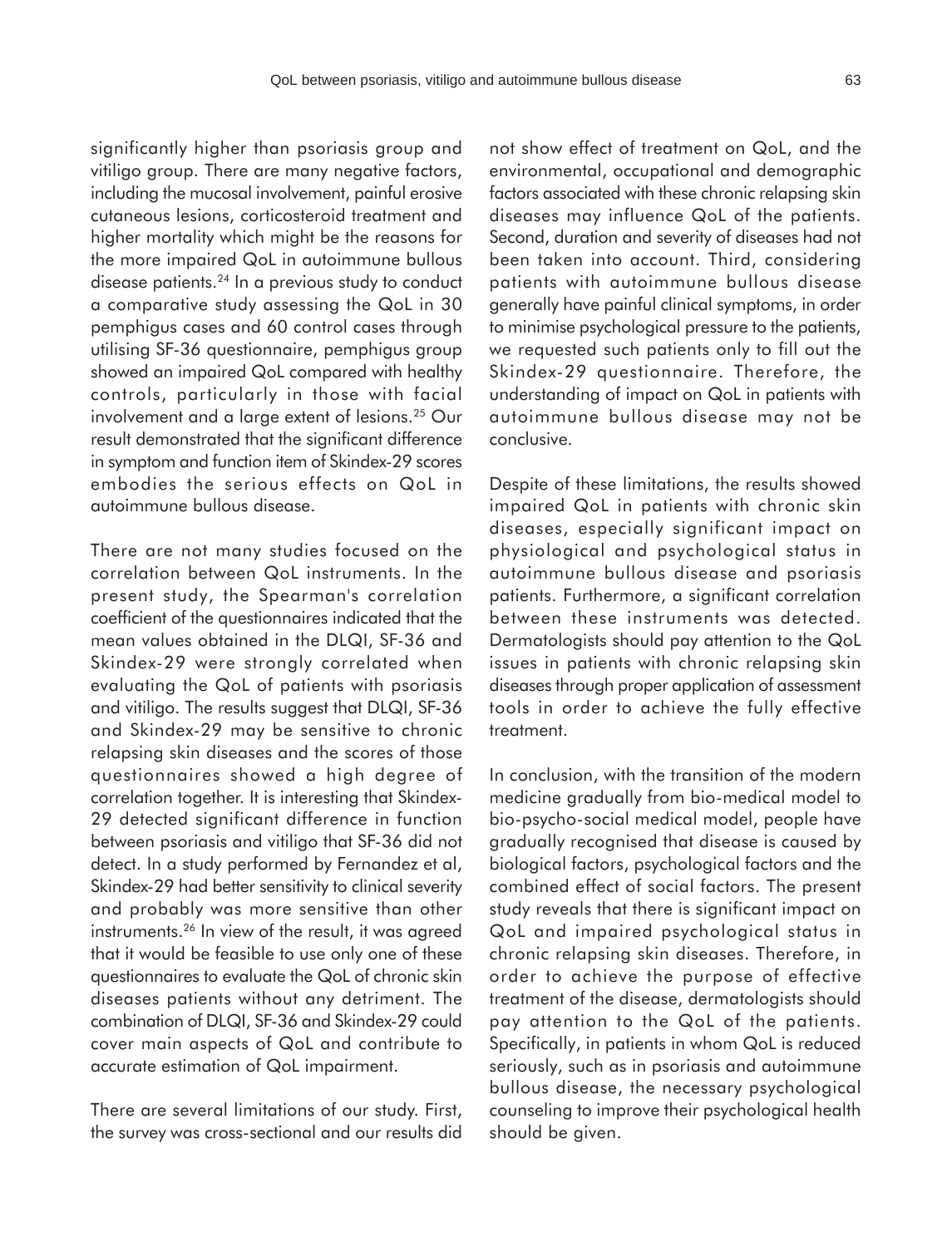significantly higher than psoriasis group and vitiligo group. There are many negative factors, including the mucosal involvement, painful erosive cutaneous lesions, corticosteroid treatment and higher mortality which might be the reasons for the more impaired QoL in autoimmune bullous disease patients.[24] In a previous study to conduct a comparative study assessing the QoL in 30 pemphigus cases and 60 control cases through utilising SF-36 questionnaire, pemphigus group showed an impaired QoL compared with healthy controls, particularly in those with facial involvement and a large extent of lesions.[25] Our result demonstrated that the significant difference in symptom and function item of Skindex-29 scores embodies the serious effects on QoL in autoimmune bullous disease.

There are not many studies focused on the correlation between QoL instruments. In the present study, the Spearman's correlation coefficient of the questionnaires indicated that the mean values obtained in the DLQI, SF-36 and Skindex-29 were strongly correlated when evaluating the QoL of patients with psoriasis and vitiligo. The results suggest that DLQI, SF-36 and Skindex-29 may be sensitive to chronic relapsing skin diseases and the scores of those questionnaires showed a high degree of correlation together. It is interesting that Skindex-29 detected significant difference in function between psoriasis and vitiligo that SF-36 did not detect. In a study performed by Fernandez et al, Skindex-29 had better sensitivity to clinical severity and probably was more sensitive than other instruments.[26] In view of the result, it was agreed that it would be feasible to use only one of these questionnaires to evaluate the QoL of chronic skin diseases patients without any detriment. The combination of DLQI, SF-36 and Skindex-29 could cover main aspects of QoL and contribute to accurate estimation of QoL impairment.

There are several limitations of our study. First, the survey was cross-sectional and our results did not show effect of treatment on QoL, and the environmental, occupational and demographic factors associated with these chronic relapsing skin diseases may influence QoL of the patients. Second, duration and severity of diseases had not been taken into account. Third, considering patients with autoimmune bullous disease generally have painful clinical symptoms, in order to minimise psychological pressure to the patients, we requested such patients only to fill out the Skindex-29 questionnaire. Therefore, the understanding of impact on QoL in patients with autoimmune bullous disease may not be conclusive.

Despite of these limitations, the results showed impaired QoL in patients with chronic skin diseases, especially significant impact on physiological and psychological status in autoimmune bullous disease and psoriasis patients. Furthermore, a significant correlation between these instruments was detected. Dermatologists should pay attention to the QoL issues in patients with chronic relapsing skin diseases through proper application of assessment tools in order to achieve the fully effective treatment.

In conclusion, with the transition of the modern medicine gradually from bio-medical model to bio-psycho-social medical model, people have gradually recognised that disease is caused by biological factors, psychological factors and the combined effect of social factors. The present study reveals that there is significant impact on QoL and impaired psychological status in chronic relapsing skin diseases. Therefore, in order to achieve the purpose of effective treatment of the disease, dermatologists should pay attention to the QoL of the patients. Specifically, in patients in whom QoL is reduced seriously, such as in psoriasis and autoimmune bullous disease, the necessary psychological counseling to improve their psychological health should be given.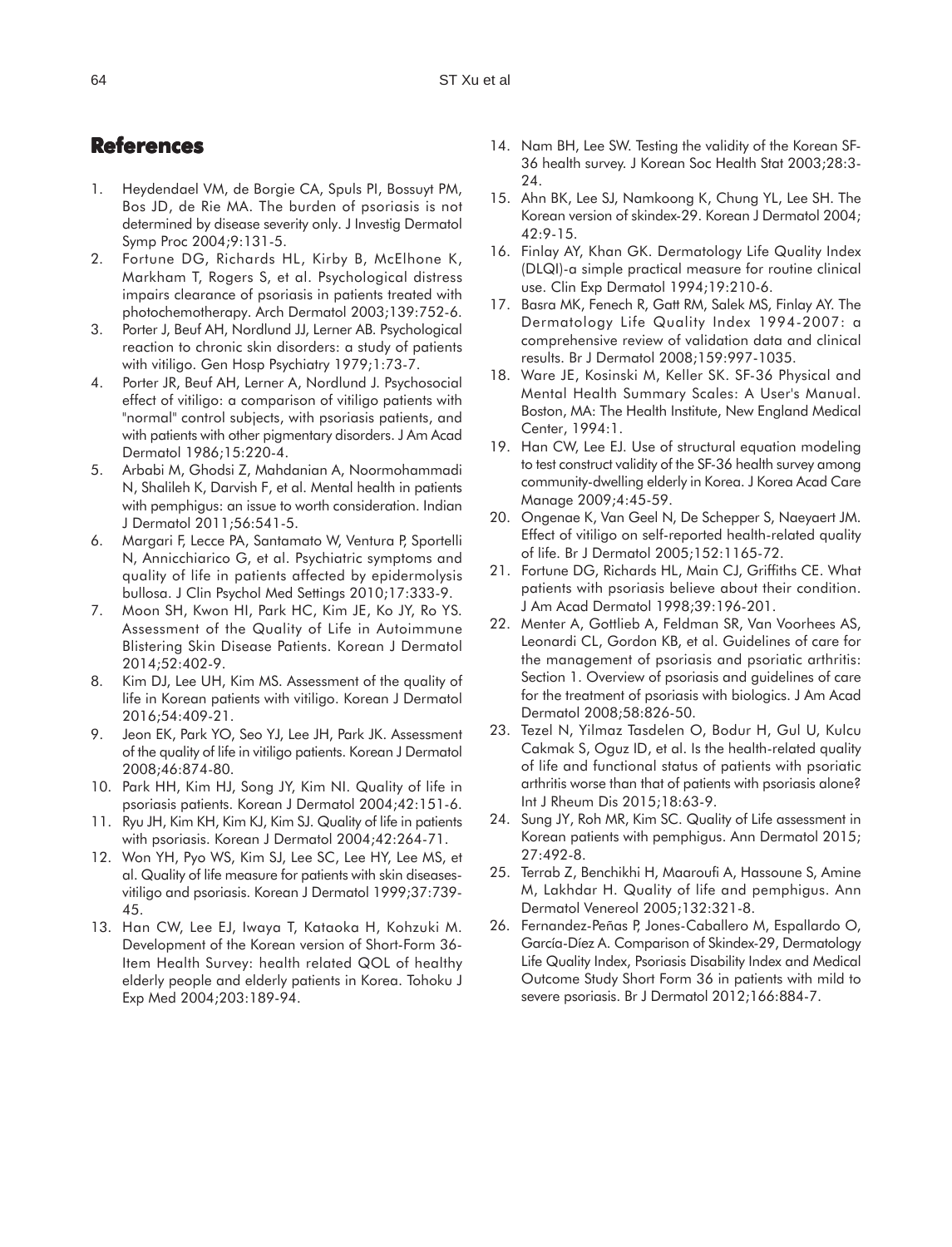## References

1. Heydendael VM, de Borgie CA, Spuls PI, Bossuyt PM, Bos JD, de Rie MA. The burden of psoriasis is not determined by disease severity only. J Investig Dermatol Symp Proc 2004;9:131-5.
2. Fortune DG, Richards HL, Kirby B, McElhone K, Markham T, Rogers S, et al. Psychological distress impairs clearance of psoriasis in patients treated with photochemotherapy. Arch Dermatol 2003;139:752-6.
3. Porter J, Beuf AH, Nordlund JJ, Lerner AB. Psychological reaction to chronic skin disorders: a study of patients with vitiligo. Gen Hosp Psychiatry 1979;1:73-7.
4. Porter JR, Beuf AH, Lerner A, Nordlund J. Psychosocial effect of vitiligo: a comparison of vitiligo patients with "normal" control subjects, with psoriasis patients, and with patients with other pigmentary disorders. J Am Acad Dermatol 1986;15:220-4.
5. Arbabi M, Ghodsi Z, Mahdanian A, Noormohammadi N, Shalileh K, Darvish F, et al. Mental health in patients with pemphigus: an issue to worth consideration. Indian J Dermatol 2011;56:541-5.
6. Margari F, Lecce PA, Santamato W, Ventura P, Sportelli N, Annicchiarico G, et al. Psychiatric symptoms and quality of life in patients affected by epidermolysis bullosa. J Clin Psychol Med Settings 2010;17:333-9.
7. Moon SH, Kwon HI, Park HC, Kim JE, Ko JY, Ro YS. Assessment of the Quality of Life in Autoimmune Blistering Skin Disease Patients. Korean J Dermatol 2014;52:402-9.
8. Kim DJ, Lee UH, Kim MS. Assessment of the quality of life in Korean patients with vitiligo. Korean J Dermatol 2016;54:409-21.
9. Jeon EK, Park YO, Seo YJ, Lee JH, Park JK. Assessment of the quality of life in vitiligo patients. Korean J Dermatol 2008;46:874-80.
10. Park HH, Kim HJ, Song JY, Kim NI. Quality of life in psoriasis patients. Korean J Dermatol 2004;42:151-6.
11. Ryu JH, Kim KH, Kim KJ, Kim SJ. Quality of life in patients with psoriasis. Korean J Dermatol 2004;42:264-71.
12. Won YH, Pyo WS, Kim SJ, Lee SC, Lee HY, Lee MS, et al. Quality of life measure for patients with skin diseases-vitiligo and psoriasis. Korean J Dermatol 1999;37:739-45.
13. Han CW, Lee EJ, Iwaya T, Kataoka H, Kohzuki M. Development of the Korean version of Short-Form 36-Item Health Survey: health related QOL of healthy elderly people and elderly patients in Korea. Tohoku J Exp Med 2004;203:189-94.
14. Nam BH, Lee SW. Testing the validity of the Korean SF-36 health survey. J Korean Soc Health Stat 2003;28:3-24.
15. Ahn BK, Lee SJ, Namkoong K, Chung YL, Lee SH. The Korean version of skindex-29. Korean J Dermatol 2004; 42:9-15.
16. Finlay AY, Khan GK. Dermatology Life Quality Index (DLQI)-a simple practical measure for routine clinical use. Clin Exp Dermatol 1994;19:210-6.
17. Basra MK, Fenech R, Gatt RM, Salek MS, Finlay AY. The Dermatology Life Quality Index 1994-2007: a comprehensive review of validation data and clinical results. Br J Dermatol 2008;159:997-1035.
18. Ware JE, Kosinski M, Keller SK. SF-36 Physical and Mental Health Summary Scales: A User's Manual. Boston, MA: The Health Institute, New England Medical Center, 1994:1.
19. Han CW, Lee EJ. Use of structural equation modeling to test construct validity of the SF-36 health survey among community-dwelling elderly in Korea. J Korea Acad Care Manage 2009;4:45-59.
20. Ongenae K, Van Geel N, De Schepper S, Naeyaert JM. Effect of vitiligo on self-reported health-related quality of life. Br J Dermatol 2005;152:1165-72.
21. Fortune DG, Richards HL, Main CJ, Griffiths CE. What patients with psoriasis believe about their condition. J Am Acad Dermatol 1998;39:196-201.
22. Menter A, Gottlieb A, Feldman SR, Van Voorhees AS, Leonardi CL, Gordon KB, et al. Guidelines of care for the management of psoriasis and psoriatic arthritis: Section 1. Overview of psoriasis and guidelines of care for the treatment of psoriasis with biologics. J Am Acad Dermatol 2008;58:826-50.
23. Tezel N, Yilmaz Tasdelen O, Bodur H, Gul U, Kulcu Cakmak S, Oguz ID, et al. Is the health-related quality of life and functional status of patients with psoriatic arthritis worse than that of patients with psoriasis alone? Int J Rheum Dis 2015;18:63-9.
24. Sung JY, Roh MR, Kim SC. Quality of Life assessment in Korean patients with pemphigus. Ann Dermatol 2015; 27:492-8.
25. Terrab Z, Benchikhi H, Maaroufi A, Hassoune S, Amine M, Lakhdar H. Quality of life and pemphigus. Ann Dermatol Venereol 2005;132:321-8.
26. Fernandez-Peñas P, Jones-Caballero M, Espallardo O, García-Díez A. Comparison of Skindex-29, Dermatology Life Quality Index, Psoriasis Disability Index and Medical Outcome Study Short Form 36 in patients with mild to severe psoriasis. Br J Dermatol 2012;166:884-7.